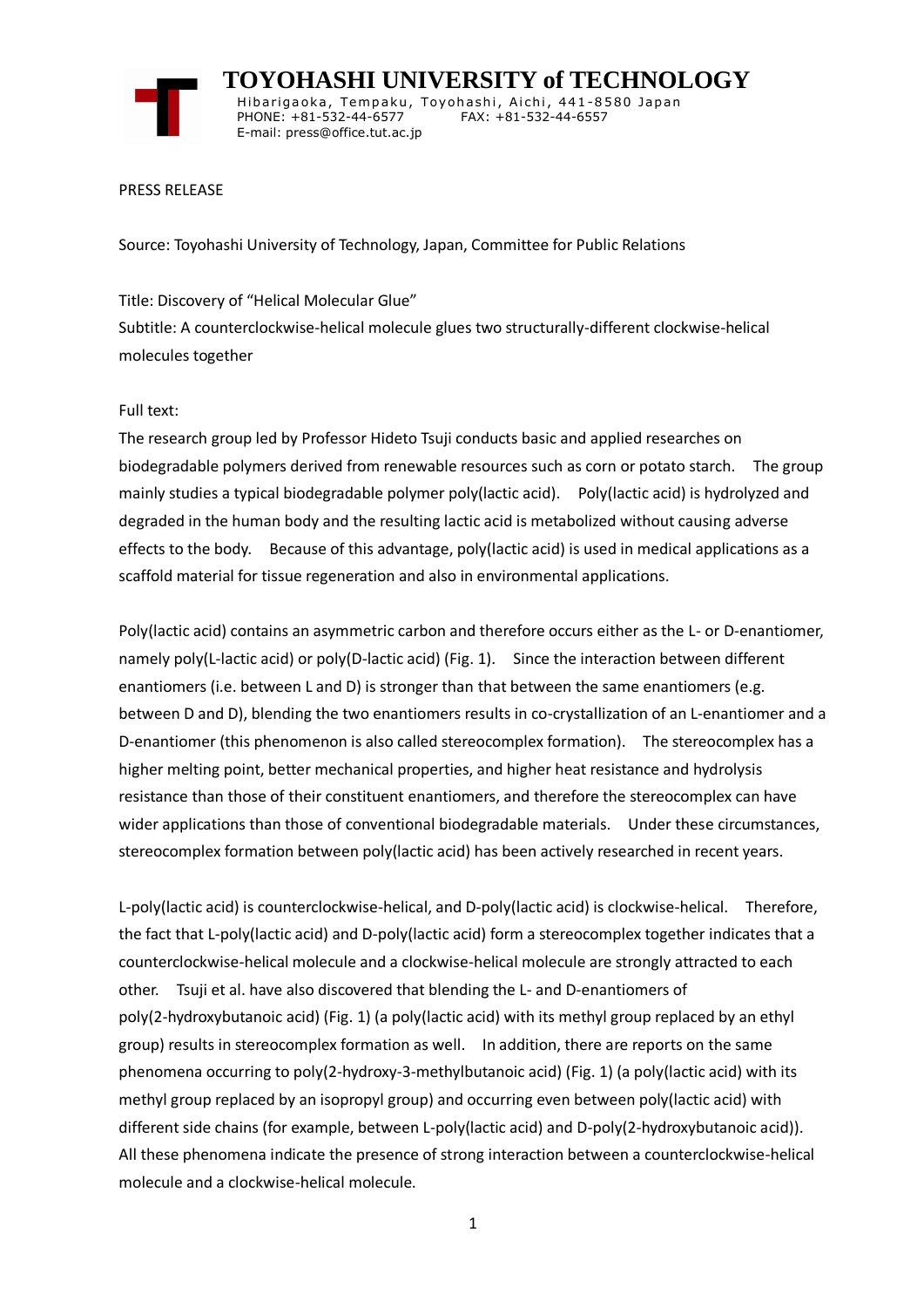# TOYOHASHI UNIVERSITY of TECHNOLOGY

Hibarigaoka, Tempaku, Toyohashi, Aichi, 441-8580 Japan
PHONE: +81-532-44-6577 FAX: +81-532-44-6557
E-mail: press@office.tut.ac.jp

PRESS RELEASE

Source: Toyohashi University of Technology, Japan, Committee for Public Relations

Title: Discovery of “Helical Molecular Glue”

Subtitle: A counterclockwise-helical molecule glues two structurally-different clockwise-helical molecules together

Full text:

The research group led by Professor Hideto Tsuji conducts basic and applied researches on biodegradable polymers derived from renewable resources such as corn or potato starch. The group mainly studies a typical biodegradable polymer poly(lactic acid). Poly(lactic acid) is hydrolyzed and degraded in the human body and the resulting lactic acid is metabolized without causing adverse effects to the body. Because of this advantage, poly(lactic acid) is used in medical applications as a scaffold material for tissue regeneration and also in environmental applications.

Poly(lactic acid) contains an asymmetric carbon and therefore occurs either as the L- or D-enantiomer, namely poly(L-lactic acid) or poly(D-lactic acid) (Fig. 1). Since the interaction between different enantiomers (i.e. between L and D) is stronger than that between the same enantiomers (e.g. between D and D), blending the two enantiomers results in co-crystallization of an L-enantiomer and a D-enantiomer (this phenomenon is also called stereocomplex formation). The stereocomplex has a higher melting point, better mechanical properties, and higher heat resistance and hydrolysis resistance than those of their constituent enantiomers, and therefore the stereocomplex can have wider applications than those of conventional biodegradable materials. Under these circumstances, stereocomplex formation between poly(lactic acid) has been actively researched in recent years.

L-poly(lactic acid) is counterclockwise-helical, and D-poly(lactic acid) is clockwise-helical. Therefore, the fact that L-poly(lactic acid) and D-poly(lactic acid) form a stereocomplex together indicates that a counterclockwise-helical molecule and a clockwise-helical molecule are strongly attracted to each other. Tsuji et al. have also discovered that blending the L- and D-enantiomers of poly(2-hydroxybutanoic acid) (Fig. 1) (a poly(lactic acid) with its methyl group replaced by an ethyl group) results in stereocomplex formation as well. In addition, there are reports on the same phenomena occurring to poly(2-hydroxy-3-methylbutanoic acid) (Fig. 1) (a poly(lactic acid) with its methyl group replaced by an isopropyl group) and occurring even between poly(lactic acid) with different side chains (for example, between L-poly(lactic acid) and D-poly(2-hydroxybutanoic acid)). All these phenomena indicate the presence of strong interaction between a counterclockwise-helical molecule and a clockwise-helical molecule.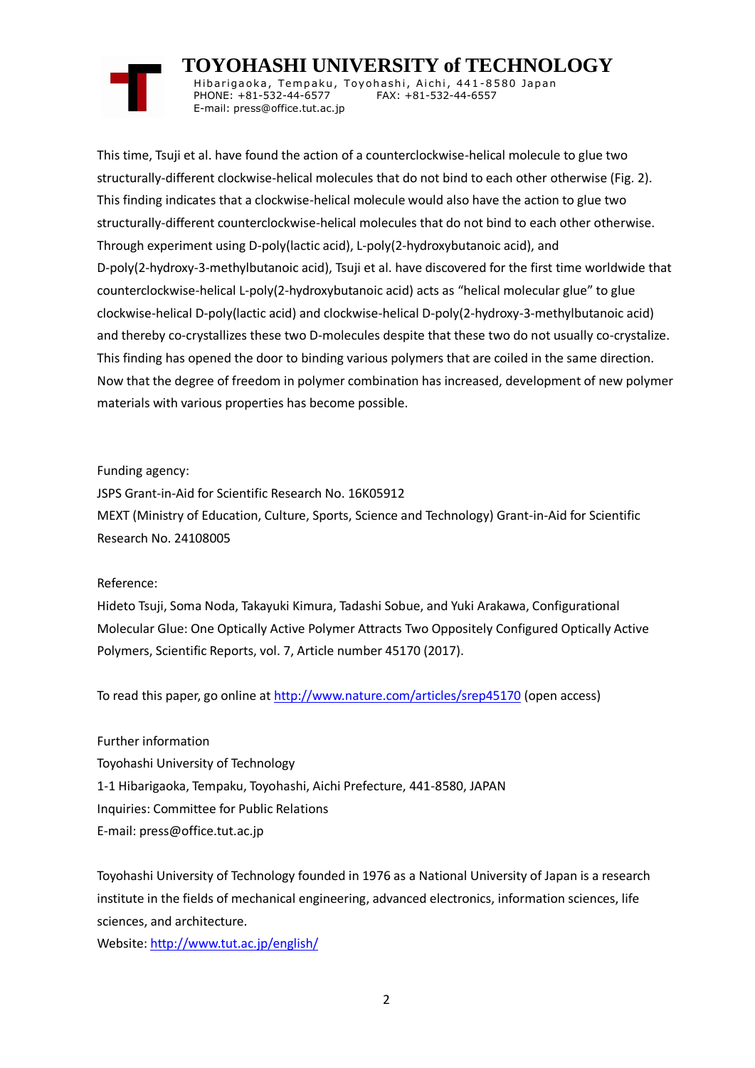This time, Tsuji et al. have found the action of a counterclockwise-helical molecule to glue two structurally-different clockwise-helical molecules that do not bind to each other otherwise (Fig. 2). This finding indicates that a clockwise-helical molecule would also have the action to glue two structurally-different counterclockwise-helical molecules that do not bind to each other otherwise. Through experiment using D-poly(lactic acid), L-poly(2-hydroxybutanoic acid), and D-poly(2-hydroxy-3-methylbutanoic acid), Tsuji et al. have discovered for the first time worldwide that counterclockwise-helical L-poly(2-hydroxybutanoic acid) acts as "helical molecular glue" to glue clockwise-helical D-poly(lactic acid) and clockwise-helical D-poly(2-hydroxy-3-methylbutanoic acid) and thereby co-crystallizes these two D-molecules despite that these two do not usually co-crystalize. This finding has opened the door to binding various polymers that are coiled in the same direction. Now that the degree of freedom in polymer combination has increased, development of new polymer materials with various properties has become possible.

Funding agency:
JSPS Grant-in-Aid for Scientific Research No. 16K05912
MEXT (Ministry of Education, Culture, Sports, Science and Technology) Grant-in-Aid for Scientific Research No. 24108005

Reference:
Hideto Tsuji, Soma Noda, Takayuki Kimura, Tadashi Sobue, and Yuki Arakawa, Configurational Molecular Glue: One Optically Active Polymer Attracts Two Oppositely Configured Optically Active Polymers, Scientific Reports, vol. 7, Article number 45170 (2017).

To read this paper, go online at http://www.nature.com/articles/srep45170 (open access)

Further information
Toyohashi University of Technology
1-1 Hibarigaoka, Tempaku, Toyohashi, Aichi Prefecture, 441-8580, JAPAN
Inquiries: Committee for Public Relations
E-mail: press@office.tut.ac.jp

Toyohashi University of Technology founded in 1976 as a National University of Japan is a research institute in the fields of mechanical engineering, advanced electronics, information sciences, life sciences, and architecture.
Website: http://www.tut.ac.jp/english/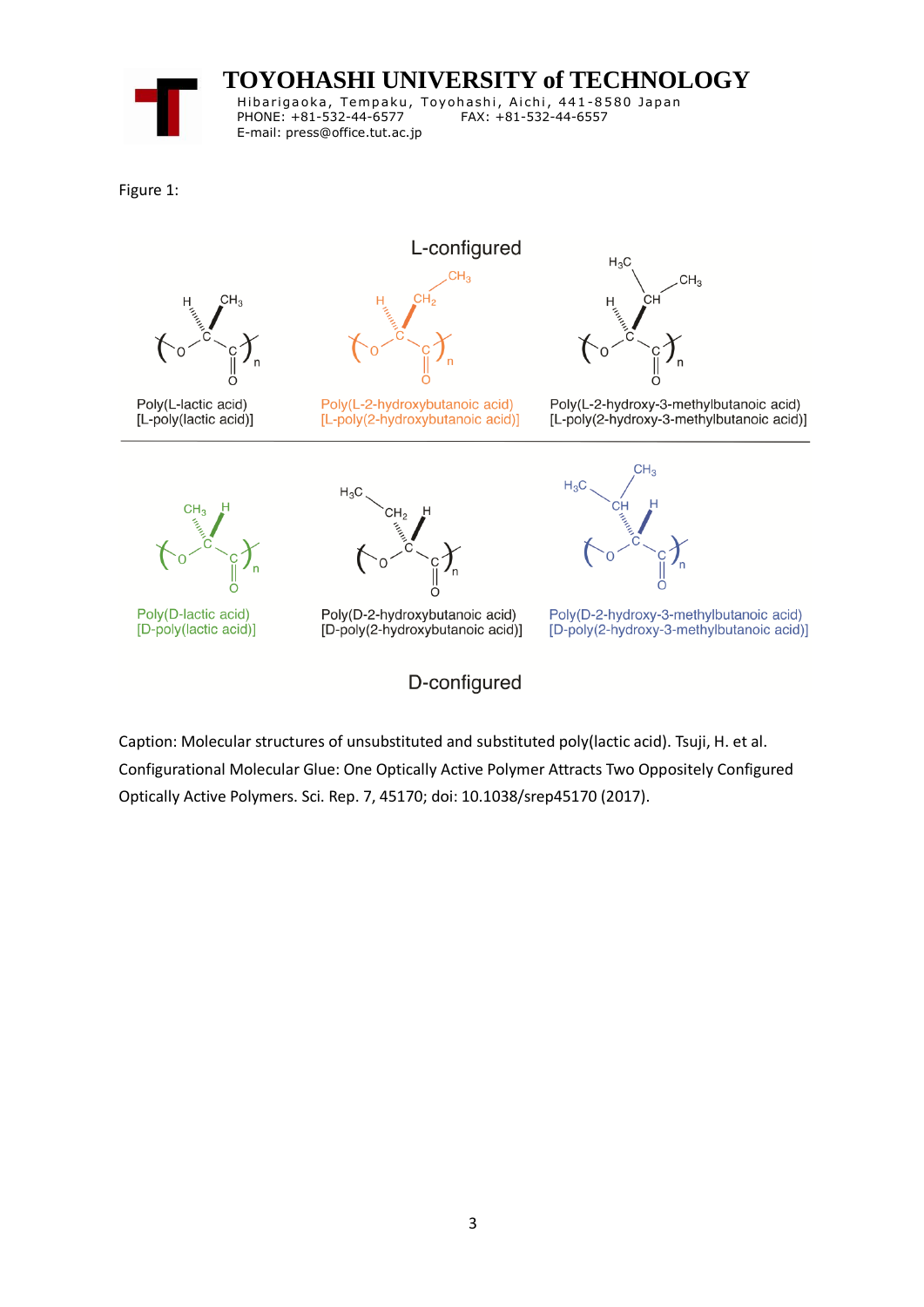Figure 1:

L-configured

Poly(L-lactic acid)
[L-poly(lactic acid)]

Poly(L-2-hydroxybutanoic acid)
[L-poly(2-hydroxybutanoic acid)]

Poly(L-2-hydroxy-3-methylbutanoic acid)
[L-poly(2-hydroxy-3-methylbutanoic acid)]

Poly(D-lactic acid)
[D-poly(lactic acid)]

Poly(D-2-hydroxybutanoic acid)
[D-poly(2-hydroxybutanoic acid)]

Poly(D-2-hydroxy-3-methylbutanoic acid)
[D-poly(2-hydroxy-3-methylbutanoic acid)]

D-configured

Caption: Molecular structures of unsubstituted and substituted poly(lactic acid). Tsuji, H. et al. Configurational Molecular Glue: One Optically Active Polymer Attracts Two Oppositely Configured Optically Active Polymers. Sci. Rep. 7, 45170; doi: 10.1038/srep45170 (2017).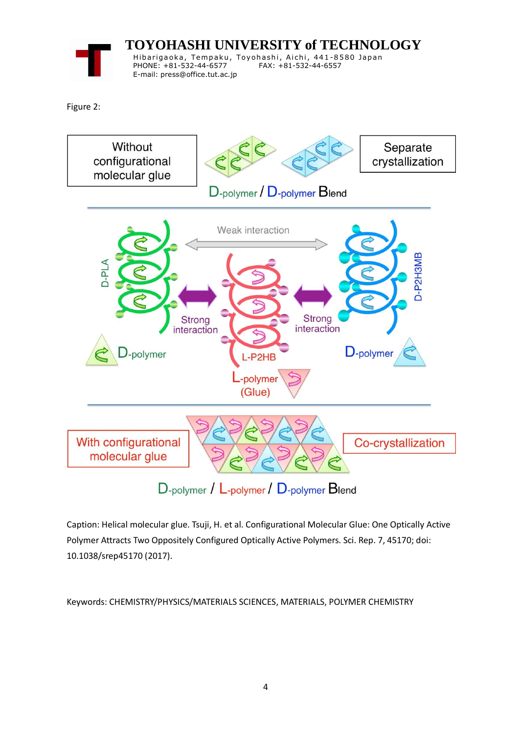Figure 2:

Without configurational molecular glue

Separate crystallization

D-polymer / D-polymer Blend

Weak interaction

D-PLA

Strong interaction

Strong interaction

D-P2H3MB

D-polymer

L-P2HB

D-polymer

L-polymer (Glue)

With configurational molecular glue

Co-crystallization

D-polymer / L-polymer / D-polymer Blend

Caption: Helical molecular glue. Tsuji, H. et al. Configurational Molecular Glue: One Optically Active Polymer Attracts Two Oppositely Configured Optically Active Polymers. Sci. Rep. 7, 45170; doi: 10.1038/srep45170 (2017).

Keywords: CHEMISTRY/PHYSICS/MATERIALS SCIENCES, MATERIALS, POLYMER CHEMISTRY